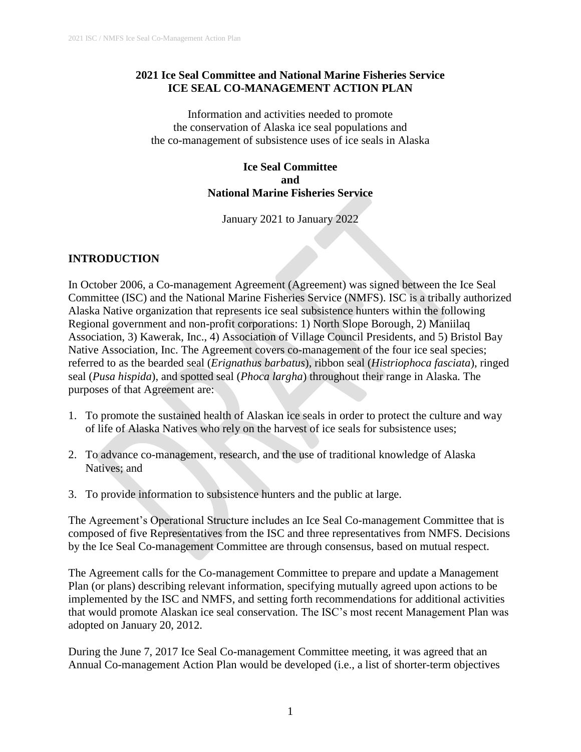**2021 Ice Seal Committee and National Marine Fisheries Service**
**ICE SEAL CO-MANAGEMENT ACTION PLAN**

Information and activities needed to promote
the conservation of Alaska ice seal populations and
the co-management of subsistence uses of ice seals in Alaska

**Ice Seal Committee**
**and**
**National Marine Fisheries Service**

January 2021 to January 2022

## INTRODUCTION

In October 2006, a Co-management Agreement (Agreement) was signed between the Ice Seal Committee (ISC) and the National Marine Fisheries Service (NMFS). ISC is a tribally authorized Alaska Native organization that represents ice seal subsistence hunters within the following Regional government and non-profit corporations: 1) North Slope Borough, 2) Maniilaq Association, 3) Kawerak, Inc., 4) Association of Village Council Presidents, and 5) Bristol Bay Native Association, Inc. The Agreement covers co-management of the four ice seal species; referred to as the bearded seal (*Erignathus barbatus*), ribbon seal (*Histriophoca fasciata*), ringed seal (*Pusa hispida*), and spotted seal (*Phoca largha*) throughout their range in Alaska. The purposes of that Agreement are:

1. To promote the sustained health of Alaskan ice seals in order to protect the culture and way of life of Alaska Natives who rely on the harvest of ice seals for subsistence uses;

2. To advance co-management, research, and the use of traditional knowledge of Alaska Natives; and

3. To provide information to subsistence hunters and the public at large.

The Agreement's Operational Structure includes an Ice Seal Co-management Committee that is composed of five Representatives from the ISC and three representatives from NMFS. Decisions by the Ice Seal Co-management Committee are through consensus, based on mutual respect.

The Agreement calls for the Co-management Committee to prepare and update a Management Plan (or plans) describing relevant information, specifying mutually agreed upon actions to be implemented by the ISC and NMFS, and setting forth recommendations for additional activities that would promote Alaskan ice seal conservation. The ISC's most recent Management Plan was adopted on January 20, 2012.

During the June 7, 2017 Ice Seal Co-management Committee meeting, it was agreed that an Annual Co-management Action Plan would be developed (i.e., a list of shorter-term objectives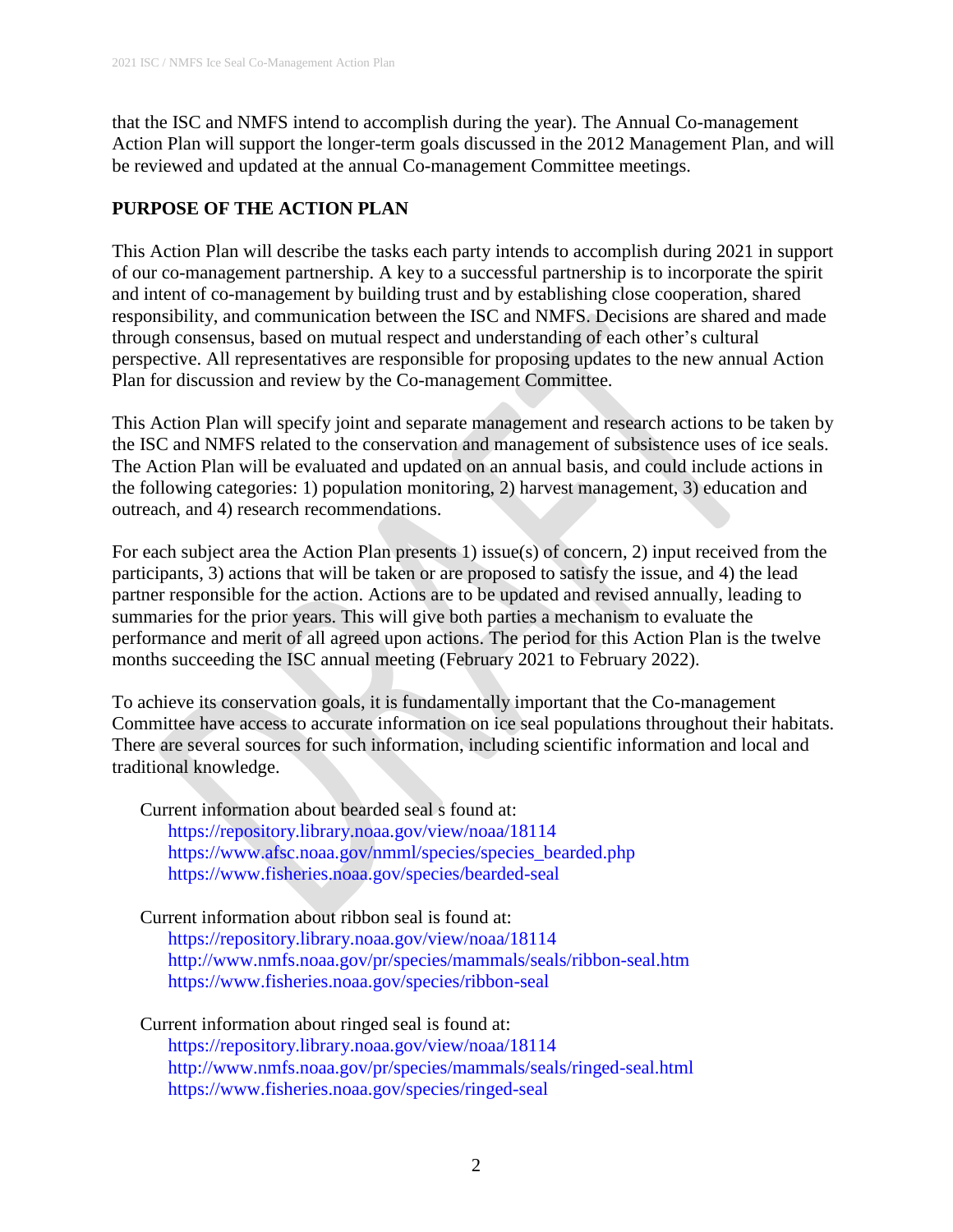that the ISC and NMFS intend to accomplish during the year). The Annual Co-management Action Plan will support the longer-term goals discussed in the 2012 Management Plan, and will be reviewed and updated at the annual Co-management Committee meetings.

## PURPOSE OF THE ACTION PLAN

This Action Plan will describe the tasks each party intends to accomplish during 2021 in support of our co-management partnership. A key to a successful partnership is to incorporate the spirit and intent of co-management by building trust and by establishing close cooperation, shared responsibility, and communication between the ISC and NMFS. Decisions are shared and made through consensus, based on mutual respect and understanding of each other's cultural perspective. All representatives are responsible for proposing updates to the new annual Action Plan for discussion and review by the Co-management Committee.

This Action Plan will specify joint and separate management and research actions to be taken by the ISC and NMFS related to the conservation and management of subsistence uses of ice seals. The Action Plan will be evaluated and updated on an annual basis, and could include actions in the following categories: 1) population monitoring, 2) harvest management, 3) education and outreach, and 4) research recommendations.

For each subject area the Action Plan presents 1) issue(s) of concern, 2) input received from the participants, 3) actions that will be taken or are proposed to satisfy the issue, and 4) the lead partner responsible for the action. Actions are to be updated and revised annually, leading to summaries for the prior years. This will give both parties a mechanism to evaluate the performance and merit of all agreed upon actions. The period for this Action Plan is the twelve months succeeding the ISC annual meeting (February 2021 to February 2022).

To achieve its conservation goals, it is fundamentally important that the Co-management Committee have access to accurate information on ice seal populations throughout their habitats. There are several sources for such information, including scientific information and local and traditional knowledge.

Current information about bearded seal s found at:
- https://repository.library.noaa.gov/view/noaa/18114
- https://www.afsc.noaa.gov/nmml/species/species_bearded.php
- https://www.fisheries.noaa.gov/species/bearded-seal

Current information about ribbon seal is found at:
- https://repository.library.noaa.gov/view/noaa/18114
- http://www.nmfs.noaa.gov/pr/species/mammals/seals/ribbon-seal.htm
- https://www.fisheries.noaa.gov/species/ribbon-seal

Current information about ringed seal is found at:
- https://repository.library.noaa.gov/view/noaa/18114
- http://www.nmfs.noaa.gov/pr/species/mammals/seals/ringed-seal.html
- https://www.fisheries.noaa.gov/species/ringed-seal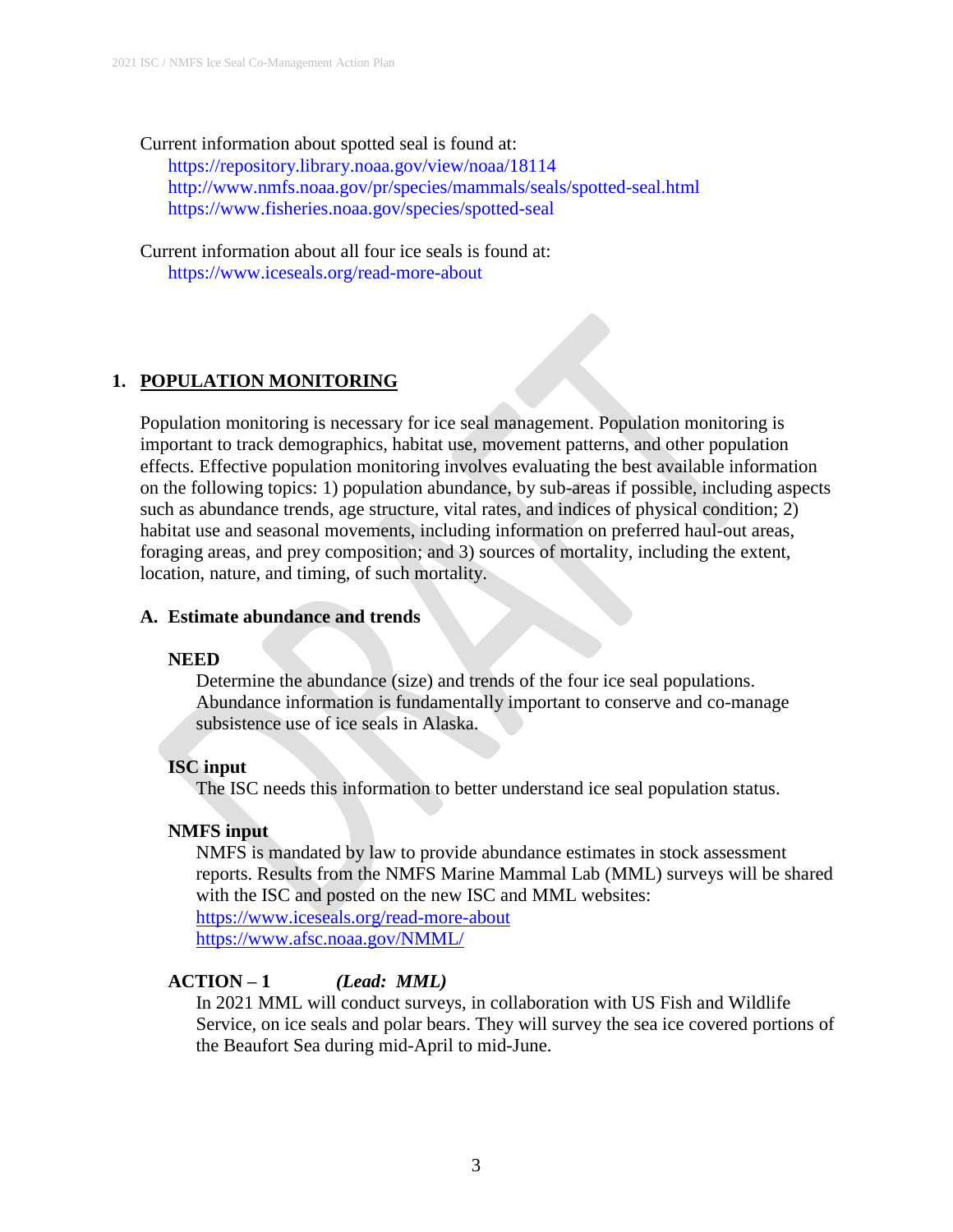Current information about spotted seal is found at:

https://repository.library.noaa.gov/view/noaa/18114
http://www.nmfs.noaa.gov/pr/species/mammals/seals/spotted-seal.html
https://www.fisheries.noaa.gov/species/spotted-seal

Current information about all four ice seals is found at:

https://www.iceseals.org/read-more-about

## 1. POPULATION MONITORING

Population monitoring is necessary for ice seal management. Population monitoring is important to track demographics, habitat use, movement patterns, and other population effects. Effective population monitoring involves evaluating the best available information on the following topics: 1) population abundance, by sub-areas if possible, including aspects such as abundance trends, age structure, vital rates, and indices of physical condition; 2) habitat use and seasonal movements, including information on preferred haul-out areas, foraging areas, and prey composition; and 3) sources of mortality, including the extent, location, nature, and timing, of such mortality.

### A. Estimate abundance and trends

**NEED**

Determine the abundance (size) and trends of the four ice seal populations. Abundance information is fundamentally important to conserve and co-manage subsistence use of ice seals in Alaska.

**ISC input**

The ISC needs this information to better understand ice seal population status.

**NMFS input**

NMFS is mandated by law to provide abundance estimates in stock assessment reports. Results from the NMFS Marine Mammal Lab (MML) surveys will be shared with the ISC and posted on the new ISC and MML websites:
https://www.iceseals.org/read-more-about
https://www.afsc.noaa.gov/NMML/

**ACTION – 1** *(Lead: MML)*

In 2021 MML will conduct surveys, in collaboration with US Fish and Wildlife Service, on ice seals and polar bears. They will survey the sea ice covered portions of the Beaufort Sea during mid-April to mid-June.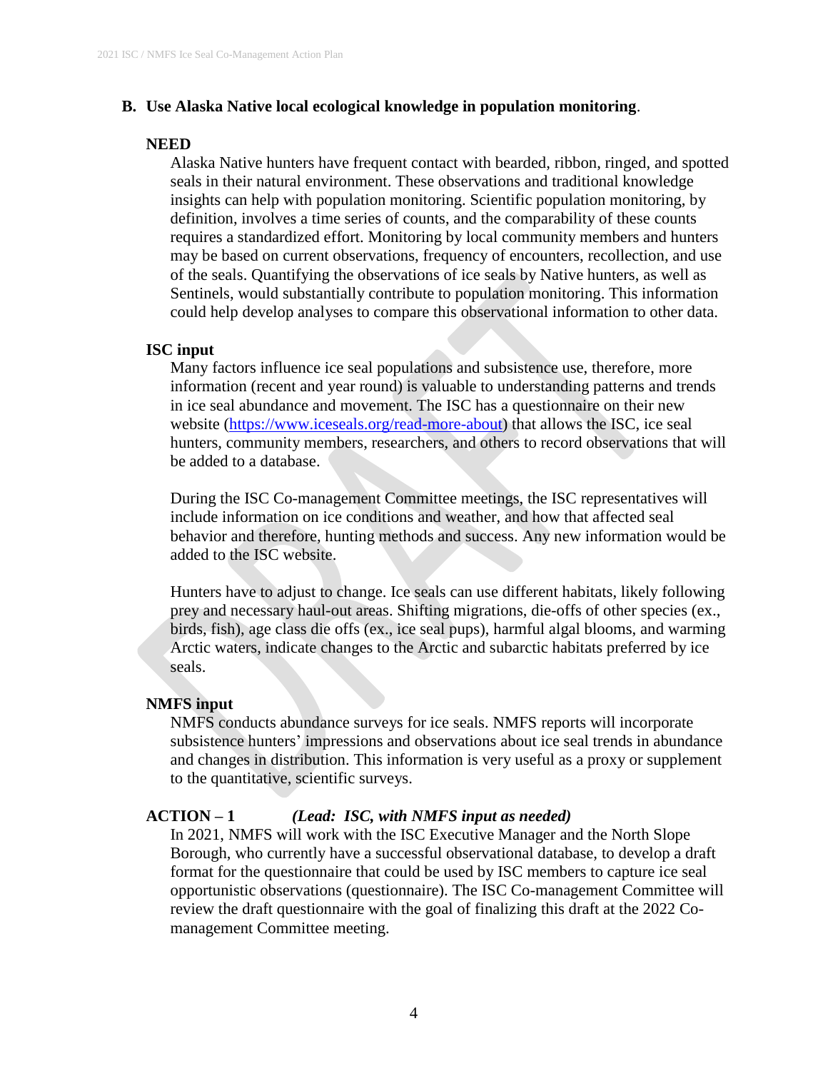## B. Use Alaska Native local ecological knowledge in population monitoring.

### NEED

Alaska Native hunters have frequent contact with bearded, ribbon, ringed, and spotted seals in their natural environment. These observations and traditional knowledge insights can help with population monitoring. Scientific population monitoring, by definition, involves a time series of counts, and the comparability of these counts requires a standardized effort. Monitoring by local community members and hunters may be based on current observations, frequency of encounters, recollection, and use of the seals. Quantifying the observations of ice seals by Native hunters, as well as Sentinels, would substantially contribute to population monitoring. This information could help develop analyses to compare this observational information to other data.

### ISC input

Many factors influence ice seal populations and subsistence use, therefore, more information (recent and year round) is valuable to understanding patterns and trends in ice seal abundance and movement. The ISC has a questionnaire on their new website ([https://www.iceseals.org/read-more-about](https://www.iceseals.org/read-more-about)) that allows the ISC, ice seal hunters, community members, researchers, and others to record observations that will be added to a database.

During the ISC Co-management Committee meetings, the ISC representatives will include information on ice conditions and weather, and how that affected seal behavior and therefore, hunting methods and success. Any new information would be added to the ISC website.

Hunters have to adjust to change. Ice seals can use different habitats, likely following prey and necessary haul-out areas. Shifting migrations, die-offs of other species (ex., birds, fish), age class die offs (ex., ice seal pups), harmful algal blooms, and warming Arctic waters, indicate changes to the Arctic and subarctic habitats preferred by ice seals.

### NMFS input

NMFS conducts abundance surveys for ice seals. NMFS reports will incorporate subsistence hunters' impressions and observations about ice seal trends in abundance and changes in distribution. This information is very useful as a proxy or supplement to the quantitative, scientific surveys.

### ACTION – 1 *(Lead: ISC, with NMFS input as needed)*

In 2021, NMFS will work with the ISC Executive Manager and the North Slope Borough, who currently have a successful observational database, to develop a draft format for the questionnaire that could be used by ISC members to capture ice seal opportunistic observations (questionnaire). The ISC Co-management Committee will review the draft questionnaire with the goal of finalizing this draft at the 2022 Co-management Committee meeting.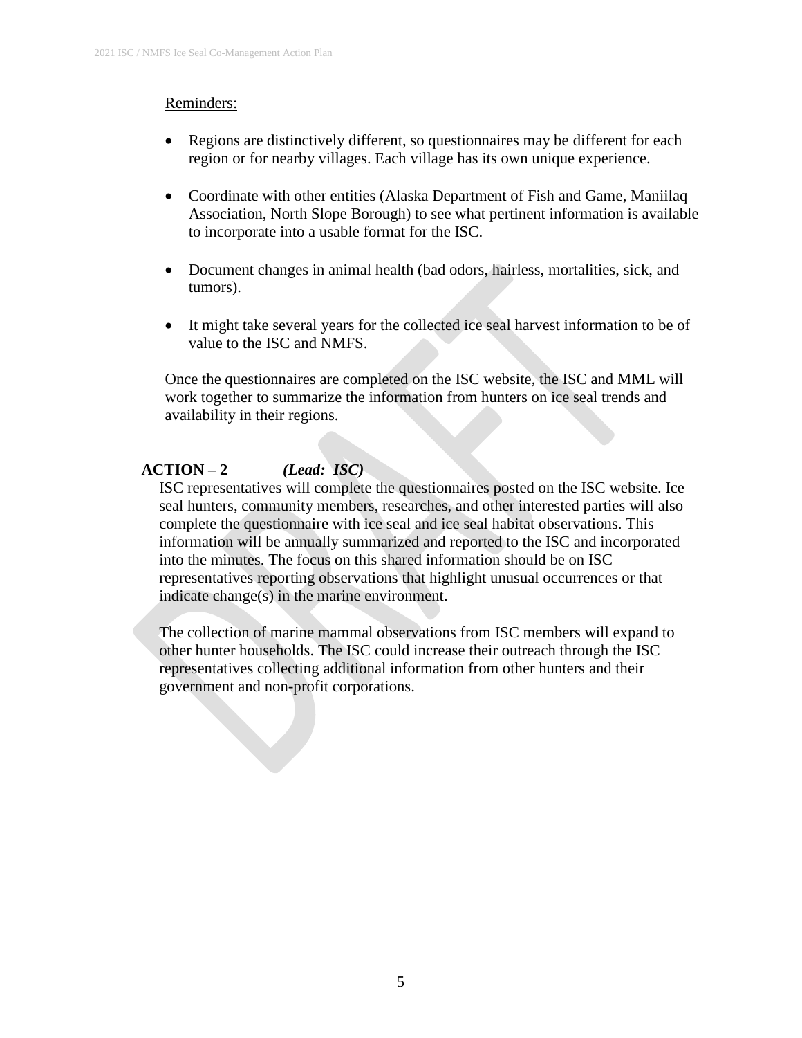Reminders:

- Regions are distinctively different, so questionnaires may be different for each region or for nearby villages. Each village has its own unique experience.
- Coordinate with other entities (Alaska Department of Fish and Game, Maniilaq Association, North Slope Borough) to see what pertinent information is available to incorporate into a usable format for the ISC.
- Document changes in animal health (bad odors, hairless, mortalities, sick, and tumors).
- It might take several years for the collected ice seal harvest information to be of value to the ISC and NMFS.

Once the questionnaires are completed on the ISC website, the ISC and MML will work together to summarize the information from hunters on ice seal trends and availability in their regions.

**ACTION – 2** ***(Lead: ISC)***

ISC representatives will complete the questionnaires posted on the ISC website. Ice seal hunters, community members, researches, and other interested parties will also complete the questionnaire with ice seal and ice seal habitat observations. This information will be annually summarized and reported to the ISC and incorporated into the minutes. The focus on this shared information should be on ISC representatives reporting observations that highlight unusual occurrences or that indicate change(s) in the marine environment.

The collection of marine mammal observations from ISC members will expand to other hunter households. The ISC could increase their outreach through the ISC representatives collecting additional information from other hunters and their government and non-profit corporations.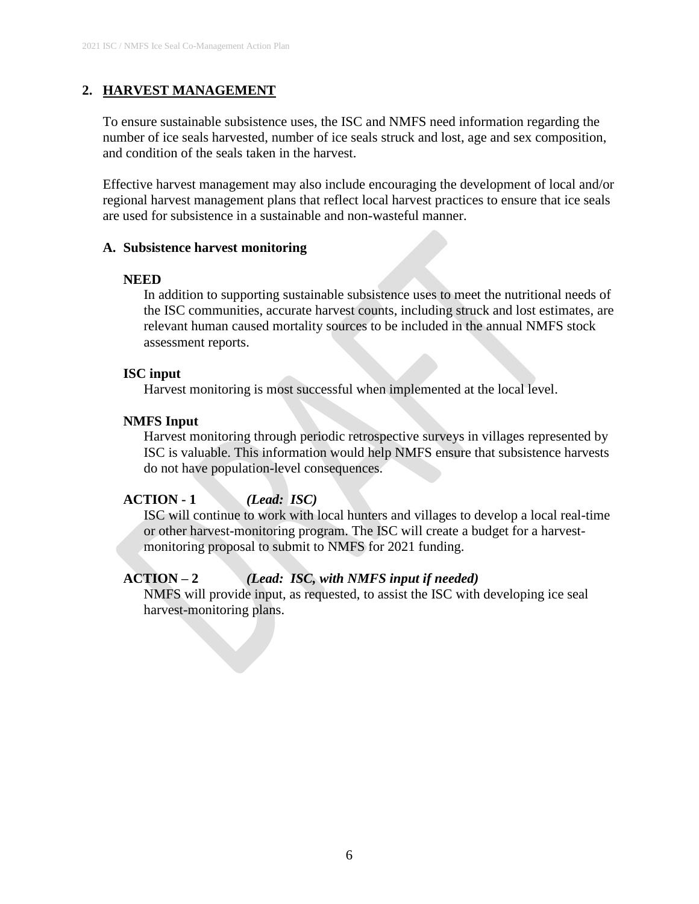## 2. HARVEST MANAGEMENT

To ensure sustainable subsistence uses, the ISC and NMFS need information regarding the number of ice seals harvested, number of ice seals struck and lost, age and sex composition, and condition of the seals taken in the harvest.

Effective harvest management may also include encouraging the development of local and/or regional harvest management plans that reflect local harvest practices to ensure that ice seals are used for subsistence in a sustainable and non-wasteful manner.

### A. Subsistence harvest monitoring

**NEED**

In addition to supporting sustainable subsistence uses to meet the nutritional needs of the ISC communities, accurate harvest counts, including struck and lost estimates, are relevant human caused mortality sources to be included in the annual NMFS stock assessment reports.

**ISC input**

Harvest monitoring is most successful when implemented at the local level.

**NMFS Input**

Harvest monitoring through periodic retrospective surveys in villages represented by ISC is valuable. This information would help NMFS ensure that subsistence harvests do not have population-level consequences.

**ACTION - 1** ***(Lead: ISC)***

ISC will continue to work with local hunters and villages to develop a local real-time or other harvest-monitoring program. The ISC will create a budget for a harvest-monitoring proposal to submit to NMFS for 2021 funding.

**ACTION – 2** ***(Lead: ISC, with NMFS input if needed)***

NMFS will provide input, as requested, to assist the ISC with developing ice seal harvest-monitoring plans.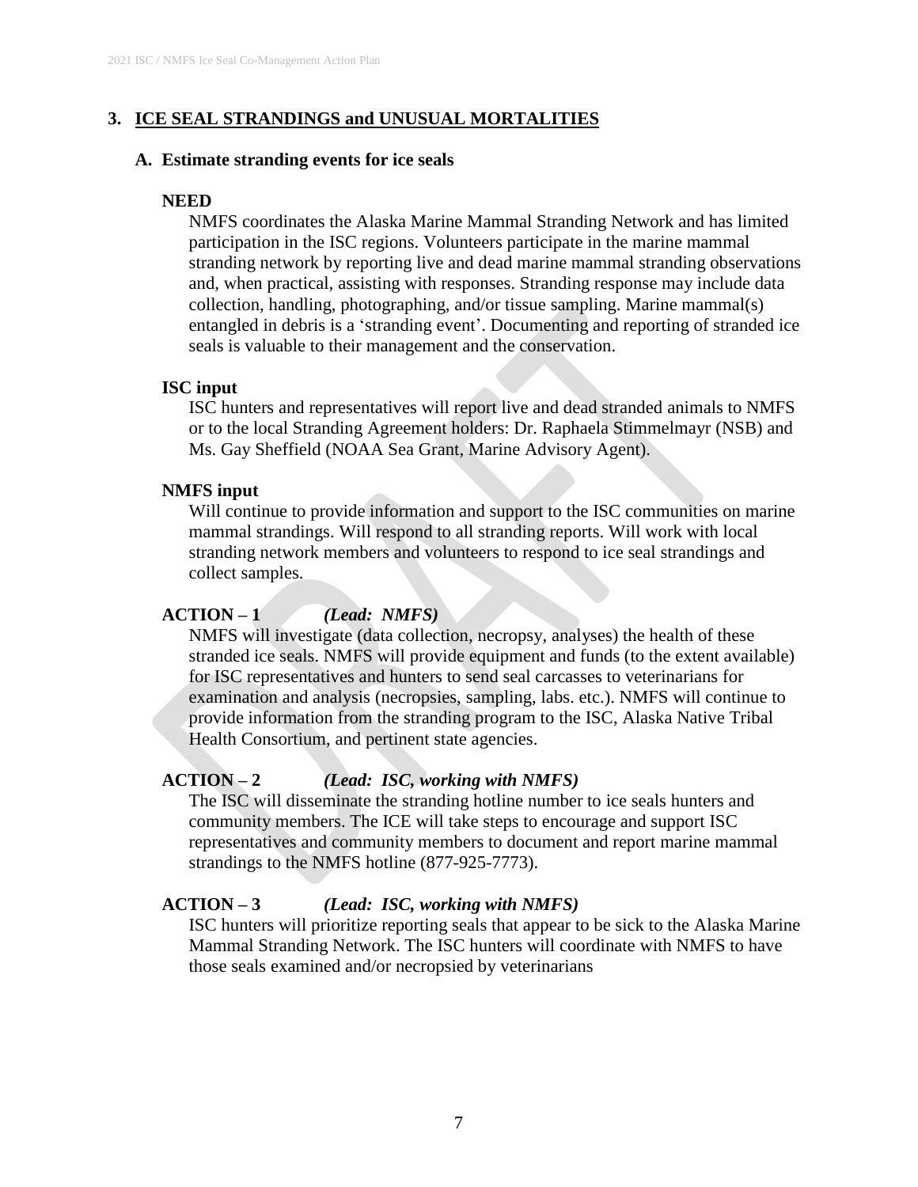## 3. ICE SEAL STRANDINGS and UNUSUAL MORTALITIES

### A. Estimate stranding events for ice seals

**NEED**

NMFS coordinates the Alaska Marine Mammal Stranding Network and has limited participation in the ISC regions. Volunteers participate in the marine mammal stranding network by reporting live and dead marine mammal stranding observations and, when practical, assisting with responses. Stranding response may include data collection, handling, photographing, and/or tissue sampling. Marine mammal(s) entangled in debris is a 'stranding event'. Documenting and reporting of stranded ice seals is valuable to their management and the conservation.

**ISC input**

ISC hunters and representatives will report live and dead stranded animals to NMFS or to the local Stranding Agreement holders: Dr. Raphaela Stimmelmayr (NSB) and Ms. Gay Sheffield (NOAA Sea Grant, Marine Advisory Agent).

**NMFS input**

Will continue to provide information and support to the ISC communities on marine mammal strandings. Will respond to all stranding reports. Will work with local stranding network members and volunteers to respond to ice seal strandings and collect samples.

**ACTION – 1** ***(Lead: NMFS)***

NMFS will investigate (data collection, necropsy, analyses) the health of these stranded ice seals. NMFS will provide equipment and funds (to the extent available) for ISC representatives and hunters to send seal carcasses to veterinarians for examination and analysis (necropsies, sampling, labs. etc.). NMFS will continue to provide information from the stranding program to the ISC, Alaska Native Tribal Health Consortium, and pertinent state agencies.

**ACTION – 2** ***(Lead: ISC, working with NMFS)***

The ISC will disseminate the stranding hotline number to ice seals hunters and community members. The ICE will take steps to encourage and support ISC representatives and community members to document and report marine mammal strandings to the NMFS hotline (877-925-7773).

**ACTION – 3** ***(Lead: ISC, working with NMFS)***

ISC hunters will prioritize reporting seals that appear to be sick to the Alaska Marine Mammal Stranding Network. The ISC hunters will coordinate with NMFS to have those seals examined and/or necropsied by veterinarians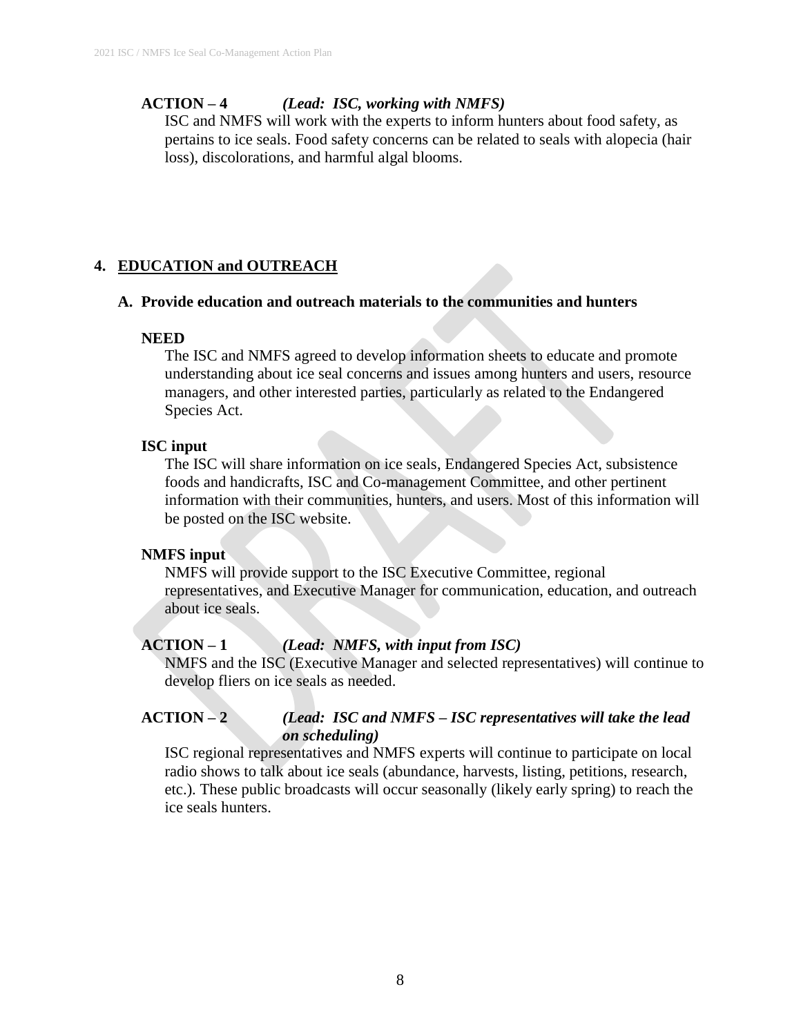**ACTION – 4** *(Lead: ISC, working with NMFS)*

ISC and NMFS will work with the experts to inform hunters about food safety, as pertains to ice seals. Food safety concerns can be related to seals with alopecia (hair loss), discolorations, and harmful algal blooms.

## 4. EDUCATION and OUTREACH

### A. Provide education and outreach materials to the communities and hunters

**NEED**

The ISC and NMFS agreed to develop information sheets to educate and promote understanding about ice seal concerns and issues among hunters and users, resource managers, and other interested parties, particularly as related to the Endangered Species Act.

**ISC input**

The ISC will share information on ice seals, Endangered Species Act, subsistence foods and handicrafts, ISC and Co-management Committee, and other pertinent information with their communities, hunters, and users. Most of this information will be posted on the ISC website.

**NMFS input**

NMFS will provide support to the ISC Executive Committee, regional representatives, and Executive Manager for communication, education, and outreach about ice seals.

**ACTION – 1** *(Lead: NMFS, with input from ISC)*

NMFS and the ISC (Executive Manager and selected representatives) will continue to develop fliers on ice seals as needed.

**ACTION – 2** *(Lead: ISC and NMFS – ISC representatives will take the lead on scheduling)*

ISC regional representatives and NMFS experts will continue to participate on local radio shows to talk about ice seals (abundance, harvests, listing, petitions, research, etc.). These public broadcasts will occur seasonally (likely early spring) to reach the ice seals hunters.